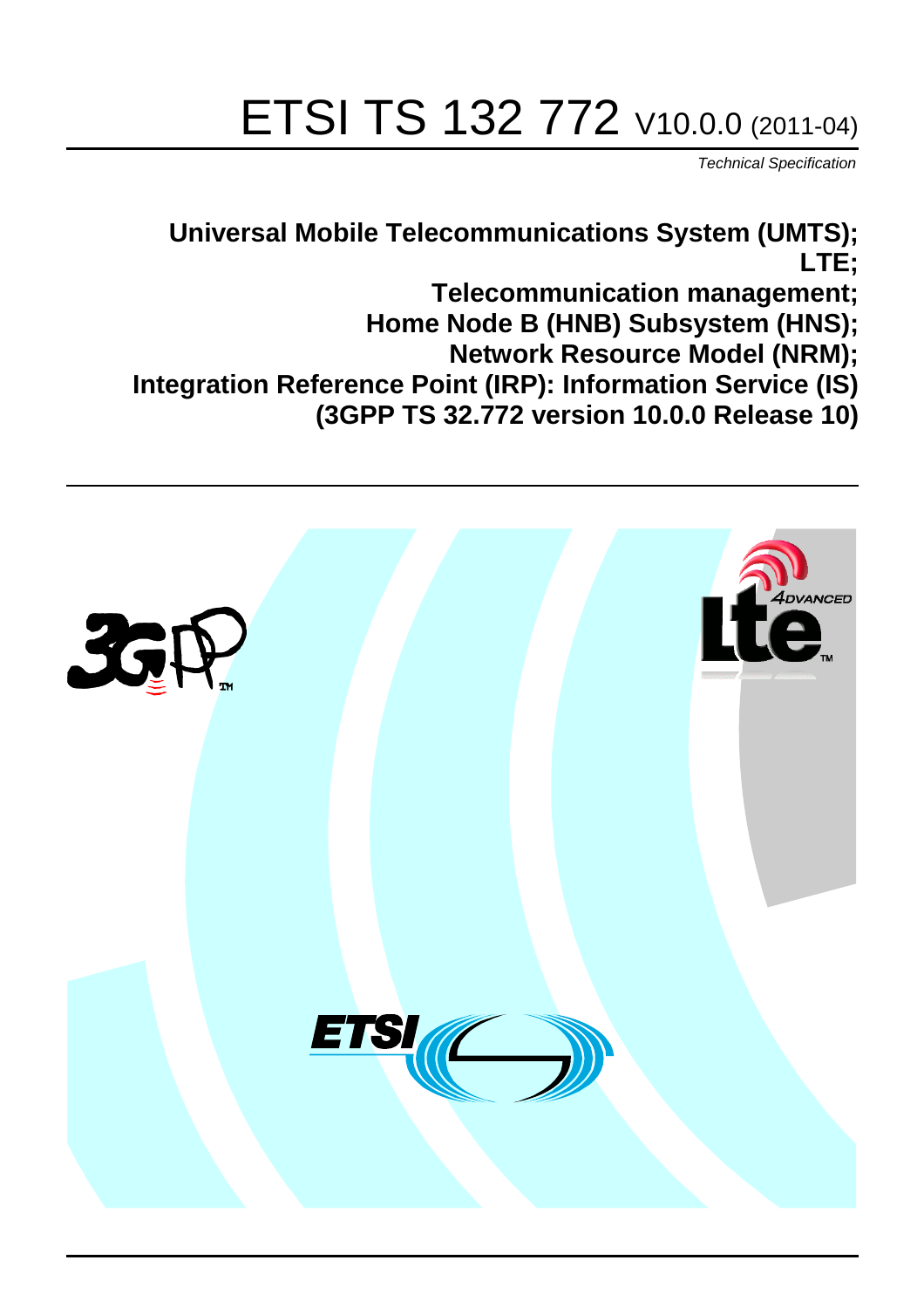# ETSI TS 132 772 V10.0.0 (2011-04)

*Technical Specification*

**Universal Mobile Telecommunications System (UMTS);**
**LTE;**
**Telecommunication management;**
**Home Node B (HNB) Subsystem (HNS);**
**Network Resource Model (NRM);**
**Integration Reference Point (IRP): Information Service (IS)**
**(3GPP TS 32.772 version 10.0.0 Release 10)**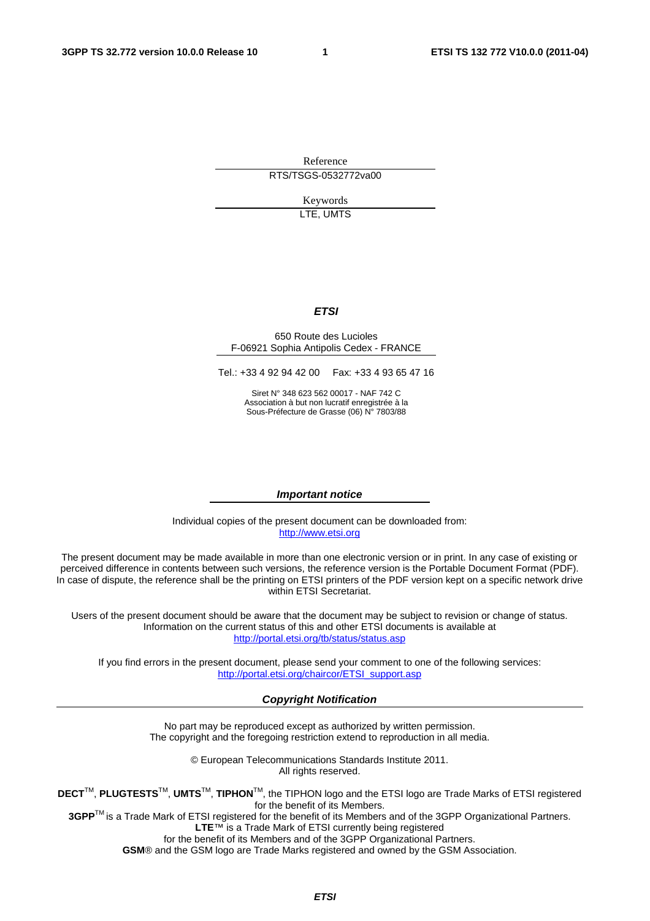Reference

RTS/TSGS-0532772va00

Keywords

LTE, UMTS

***ETSI***

650 Route des Lucioles
F-06921 Sophia Antipolis Cedex - FRANCE

Tel.: +33 4 92 94 42 00 Fax: +33 4 93 65 47 16

Siret N° 348 623 562 00017 - NAF 742 C
Association à but non lucratif enregistrée à la
Sous-Préfecture de Grasse (06) N° 7803/88

***Important notice***

Individual copies of the present document can be downloaded from:
http://www.etsi.org

The present document may be made available in more than one electronic version or in print. In any case of existing or perceived difference in contents between such versions, the reference version is the Portable Document Format (PDF). In case of dispute, the reference shall be the printing on ETSI printers of the PDF version kept on a specific network drive within ETSI Secretariat.

Users of the present document should be aware that the document may be subject to revision or change of status. Information on the current status of this and other ETSI documents is available at
http://portal.etsi.org/tb/status/status.asp

If you find errors in the present document, please send your comment to one of the following services:
http://portal.etsi.org/chaircor/ETSI_support.asp

***Copyright Notification***

No part may be reproduced except as authorized by written permission.
The copyright and the foregoing restriction extend to reproduction in all media.

© European Telecommunications Standards Institute 2011.
All rights reserved.

**DECT**™, **PLUGTESTS**™, **UMTS**™, **TIPHON**™, the TIPHON logo and the ETSI logo are Trade Marks of ETSI registered for the benefit of its Members.
**3GPP**™ is a Trade Mark of ETSI registered for the benefit of its Members and of the 3GPP Organizational Partners.
**LTE**™ is a Trade Mark of ETSI currently being registered
for the benefit of its Members and of the 3GPP Organizational Partners.
**GSM**® and the GSM logo are Trade Marks registered and owned by the GSM Association.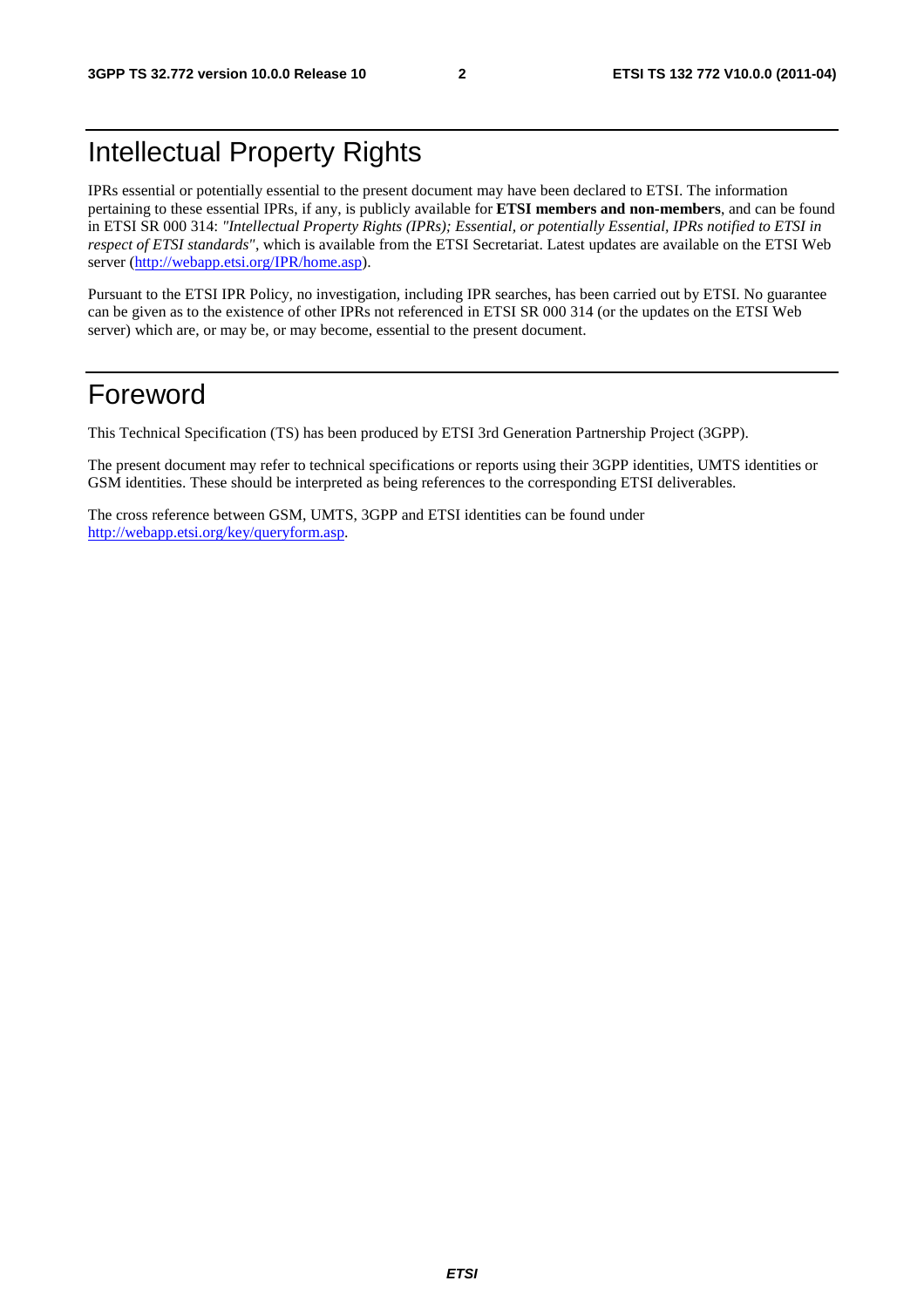# Intellectual Property Rights

IPRs essential or potentially essential to the present document may have been declared to ETSI. The information pertaining to these essential IPRs, if any, is publicly available for **ETSI members and non-members**, and can be found in ETSI SR 000 314: *"Intellectual Property Rights (IPRs); Essential, or potentially Essential, IPRs notified to ETSI in respect of ETSI standards"*, which is available from the ETSI Secretariat. Latest updates are available on the ETSI Web server (http://webapp.etsi.org/IPR/home.asp).

Pursuant to the ETSI IPR Policy, no investigation, including IPR searches, has been carried out by ETSI. No guarantee can be given as to the existence of other IPRs not referenced in ETSI SR 000 314 (or the updates on the ETSI Web server) which are, or may be, or may become, essential to the present document.

# Foreword

This Technical Specification (TS) has been produced by ETSI 3rd Generation Partnership Project (3GPP).

The present document may refer to technical specifications or reports using their 3GPP identities, UMTS identities or GSM identities. These should be interpreted as being references to the corresponding ETSI deliverables.

The cross reference between GSM, UMTS, 3GPP and ETSI identities can be found under http://webapp.etsi.org/key/queryform.asp.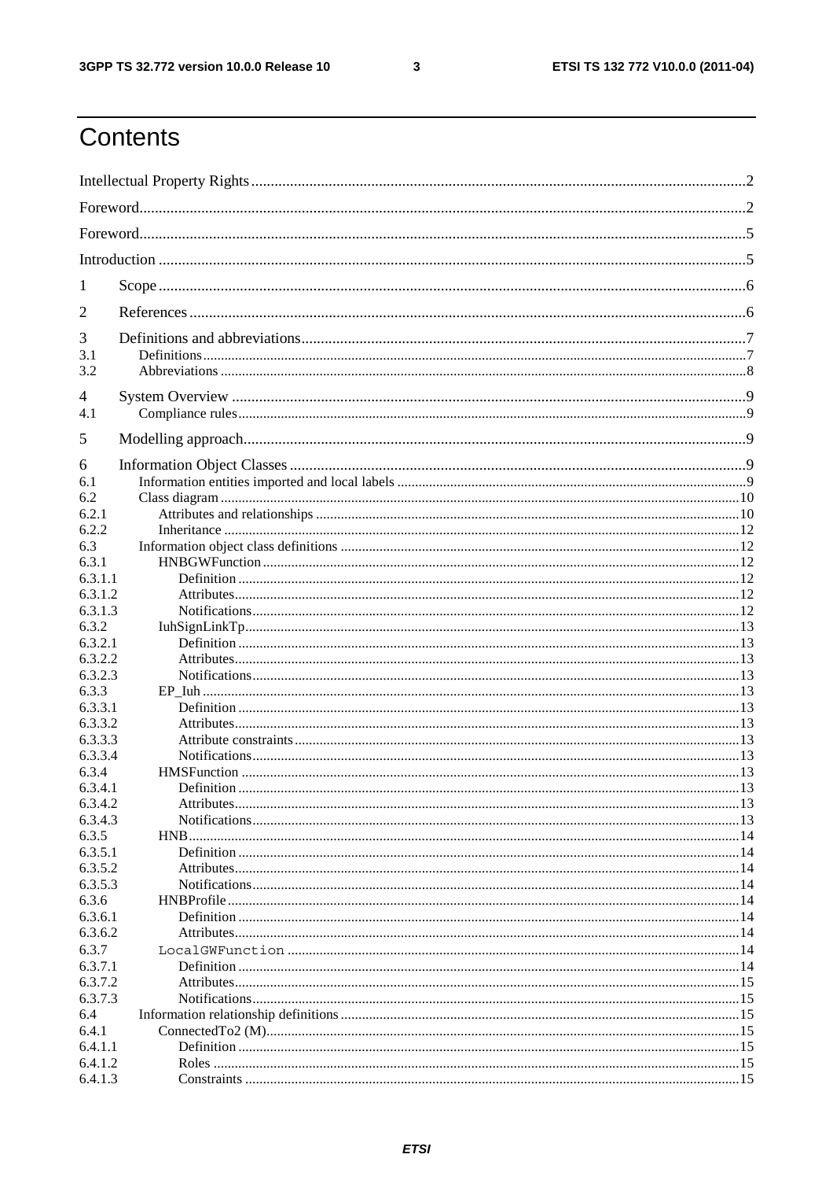# Contents

Intellectual Property Rights ....2

Foreword....2

Foreword....5

Introduction ....5

1 Scope....6

2 References....6

3 Definitions and abbreviations....7

3.1 Definitions....7

3.2 Abbreviations ....8

4 System Overview ....9

4.1 Compliance rules....9

5 Modelling approach....9

6 Information Object Classes ....9

6.1 Information entities imported and local labels ....9

6.2 Class diagram ....10

6.2.1 Attributes and relationships ....10

6.2.2 Inheritance ....12

6.3 Information object class definitions ....12

6.3.1 HNBGWFunction ....12

6.3.1.1 Definition ....12

6.3.1.2 Attributes....12

6.3.1.3 Notifications....12

6.3.2 IuhSignLinkTp....13

6.3.2.1 Definition ....13

6.3.2.2 Attributes....13

6.3.2.3 Notifications....13

6.3.3 EP_Iuh ....13

6.3.3.1 Definition ....13

6.3.3.2 Attributes....13

6.3.3.3 Attribute constraints....13

6.3.3.4 Notifications....13

6.3.4 HMSFunction ....13

6.3.4.1 Definition ....13

6.3.4.2 Attributes....13

6.3.4.3 Notifications....13

6.3.5 HNB....14

6.3.5.1 Definition ....14

6.3.5.2 Attributes....14

6.3.5.3 Notifications....14

6.3.6 HNBProfile....14

6.3.6.1 Definition ....14

6.3.6.2 Attributes....14

6.3.7 LocalGWFunction ....14

6.3.7.1 Definition ....14

6.3.7.2 Attributes....15

6.3.7.3 Notifications....15

6.4 Information relationship definitions ....15

6.4.1 ConnectedTo2 (M)....15

6.4.1.1 Definition ....15

6.4.1.2 Roles ....15

6.4.1.3 Constraints ....15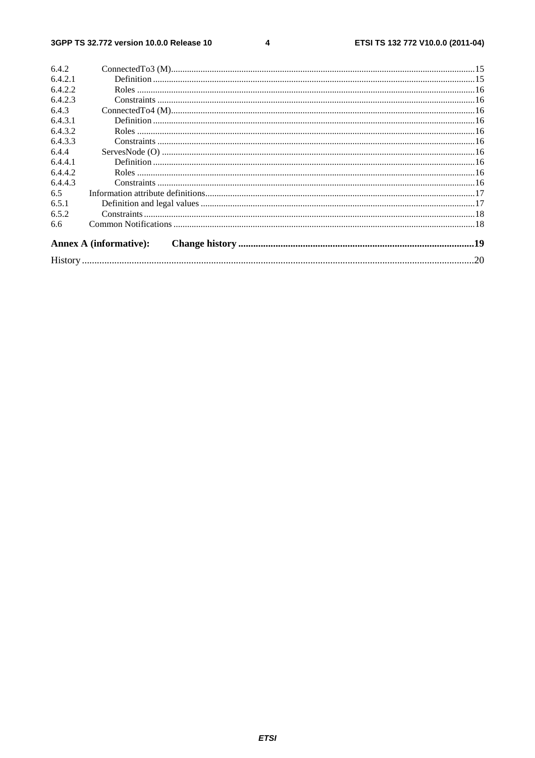6.4.2 ConnectedTo3 (M) ....................................................................................................................................15
6.4.2.1 Definition ............................................................................................................................................15
6.4.2.2 Roles ...................................................................................................................................................16
6.4.2.3 Constraints ..........................................................................................................................................16
6.4.3 ConnectedTo4 (M) ....................................................................................................................................16
6.4.3.1 Definition ............................................................................................................................................16
6.4.3.2 Roles ...................................................................................................................................................16
6.4.3.3 Constraints ..........................................................................................................................................16
6.4.4 ServesNode (O) ........................................................................................................................................16
6.4.4.1 Definition ............................................................................................................................................16
6.4.4.2 Roles ...................................................................................................................................................16
6.4.4.3 Constraints ..........................................................................................................................................16
6.5 Information attribute definitions......................................................................................................................17
6.5.1 Definition and legal values ........................................................................................................................17
6.5.2 Constraints ................................................................................................................................................18
6.6 Common Notifications ...................................................................................................................................18

**Annex A (informative): Change history ..............................................................................................19**

History ............................................................................................................................................................20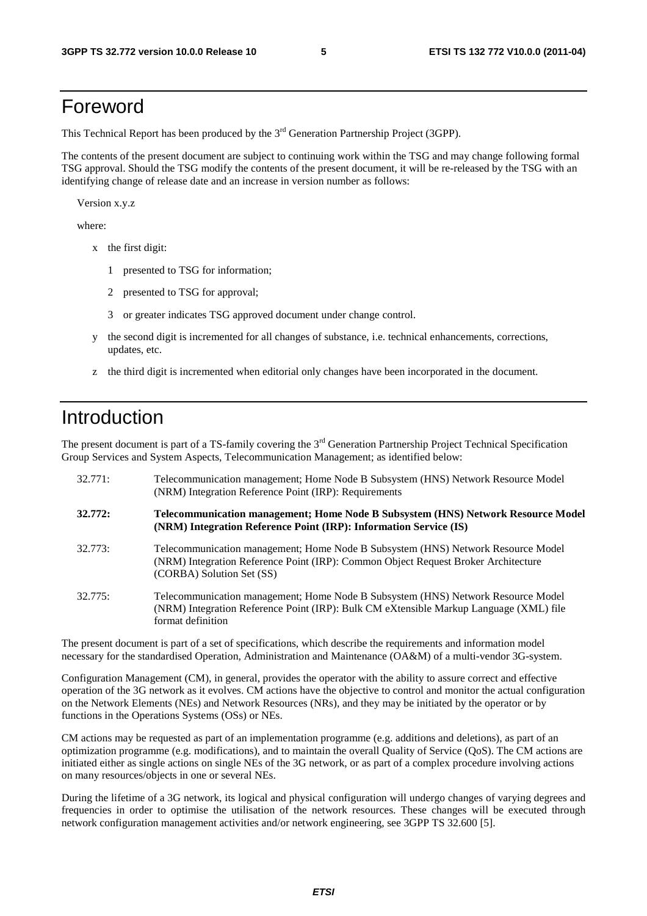# Foreword

This Technical Report has been produced by the 3rd Generation Partnership Project (3GPP).

The contents of the present document are subject to continuing work within the TSG and may change following formal TSG approval. Should the TSG modify the contents of the present document, it will be re-released by the TSG with an identifying change of release date and an increase in version number as follows:

Version x.y.z

where:

- x the first digit:
  - 1 presented to TSG for information;
  - 2 presented to TSG for approval;
  - 3 or greater indicates TSG approved document under change control.
- y the second digit is incremented for all changes of substance, i.e. technical enhancements, corrections, updates, etc.
- z the third digit is incremented when editorial only changes have been incorporated in the document.

# Introduction

The present document is part of a TS-family covering the 3rd Generation Partnership Project Technical Specification Group Services and System Aspects, Telecommunication Management; as identified below:

| | |
|---|---|
| 32.771: | Telecommunication management; Home Node B Subsystem (HNS) Network Resource Model (NRM) Integration Reference Point (IRP): Requirements |
| **32.772:** | **Telecommunication management; Home Node B Subsystem (HNS) Network Resource Model (NRM) Integration Reference Point (IRP): Information Service (IS)** |
| 32.773: | Telecommunication management; Home Node B Subsystem (HNS) Network Resource Model (NRM) Integration Reference Point (IRP): Common Object Request Broker Architecture (CORBA) Solution Set (SS) |
| 32.775: | Telecommunication management; Home Node B Subsystem (HNS) Network Resource Model (NRM) Integration Reference Point (IRP): Bulk CM eXtensible Markup Language (XML) file format definition |

The present document is part of a set of specifications, which describe the requirements and information model necessary for the standardised Operation, Administration and Maintenance (OA&M) of a multi-vendor 3G-system.

Configuration Management (CM), in general, provides the operator with the ability to assure correct and effective operation of the 3G network as it evolves. CM actions have the objective to control and monitor the actual configuration on the Network Elements (NEs) and Network Resources (NRs), and they may be initiated by the operator or by functions in the Operations Systems (OSs) or NEs.

CM actions may be requested as part of an implementation programme (e.g. additions and deletions), as part of an optimization programme (e.g. modifications), and to maintain the overall Quality of Service (QoS). The CM actions are initiated either as single actions on single NEs of the 3G network, or as part of a complex procedure involving actions on many resources/objects in one or several NEs.

During the lifetime of a 3G network, its logical and physical configuration will undergo changes of varying degrees and frequencies in order to optimise the utilisation of the network resources. These changes will be executed through network configuration management activities and/or network engineering, see 3GPP TS 32.600 [5].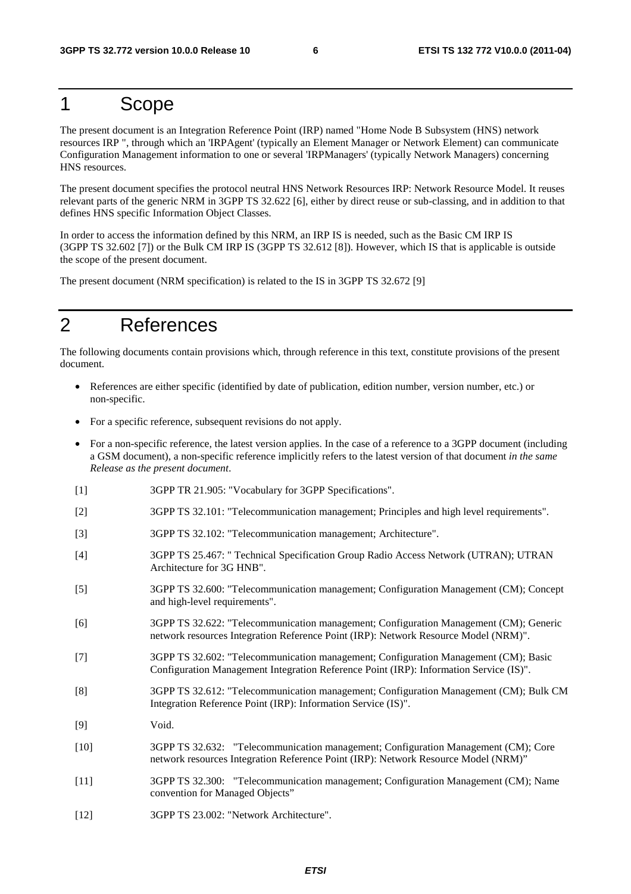# 1 Scope

The present document is an Integration Reference Point (IRP) named "Home Node B Subsystem (HNS) network resources IRP ", through which an 'IRPAgent' (typically an Element Manager or Network Element) can communicate Configuration Management information to one or several 'IRPManagers' (typically Network Managers) concerning HNS resources.

The present document specifies the protocol neutral HNS Network Resources IRP: Network Resource Model. It reuses relevant parts of the generic NRM in 3GPP TS 32.622 [6], either by direct reuse or sub-classing, and in addition to that defines HNS specific Information Object Classes.

In order to access the information defined by this NRM, an IRP IS is needed, such as the Basic CM IRP IS (3GPP TS 32.602 [7]) or the Bulk CM IRP IS (3GPP TS 32.612 [8]). However, which IS that is applicable is outside the scope of the present document.

The present document (NRM specification) is related to the IS in 3GPP TS 32.672 [9]

# 2 References

The following documents contain provisions which, through reference in this text, constitute provisions of the present document.

- References are either specific (identified by date of publication, edition number, version number, etc.) or non-specific.
- For a specific reference, subsequent revisions do not apply.
- For a non-specific reference, the latest version applies. In the case of a reference to a 3GPP document (including a GSM document), a non-specific reference implicitly refers to the latest version of that document *in the same Release as the present document*.

[1] 3GPP TR 21.905: "Vocabulary for 3GPP Specifications".

[2] 3GPP TS 32.101: "Telecommunication management; Principles and high level requirements".

[3] 3GPP TS 32.102: "Telecommunication management; Architecture".

[4] 3GPP TS 25.467: " Technical Specification Group Radio Access Network (UTRAN); UTRAN Architecture for 3G HNB".

[5] 3GPP TS 32.600: "Telecommunication management; Configuration Management (CM); Concept and high-level requirements".

[6] 3GPP TS 32.622: "Telecommunication management; Configuration Management (CM); Generic network resources Integration Reference Point (IRP): Network Resource Model (NRM)".

[7] 3GPP TS 32.602: "Telecommunication management; Configuration Management (CM); Basic Configuration Management Integration Reference Point (IRP): Information Service (IS)".

[8] 3GPP TS 32.612: "Telecommunication management; Configuration Management (CM); Bulk CM Integration Reference Point (IRP): Information Service (IS)".

[9] Void.

[10] 3GPP TS 32.632: "Telecommunication management; Configuration Management (CM); Core network resources Integration Reference Point (IRP): Network Resource Model (NRM)"

[11] 3GPP TS 32.300: "Telecommunication management; Configuration Management (CM); Name convention for Managed Objects"

[12] 3GPP TS 23.002: "Network Architecture".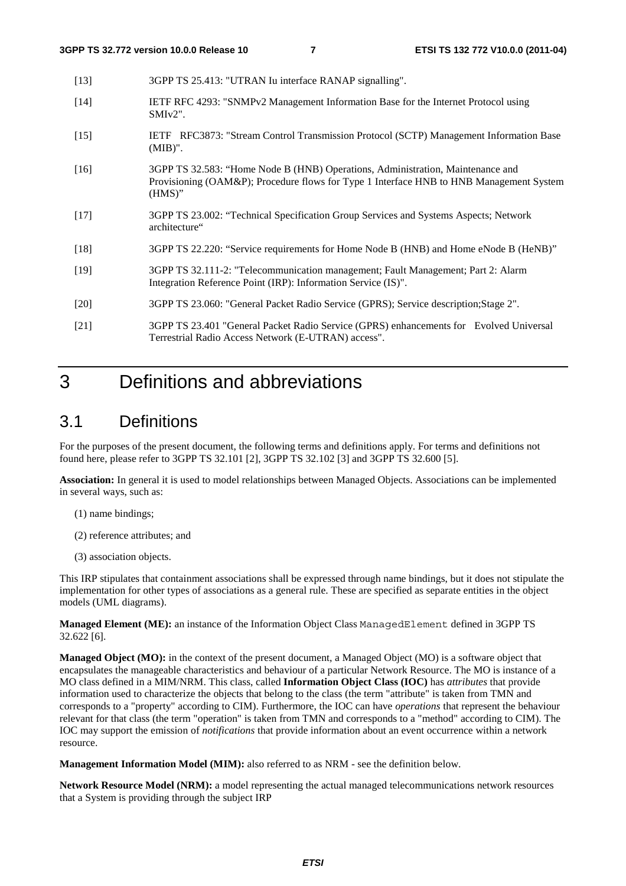[13] 3GPP TS 25.413: "UTRAN Iu interface RANAP signalling".

[14] IETF RFC 4293: "SNMPv2 Management Information Base for the Internet Protocol using SMIv2".

[15] IETF RFC3873: "Stream Control Transmission Protocol (SCTP) Management Information Base (MIB)".

[16] 3GPP TS 32.583: "Home Node B (HNB) Operations, Administration, Maintenance and Provisioning (OAM&P); Procedure flows for Type 1 Interface HNB to HNB Management System (HMS)"

[17] 3GPP TS 23.002: "Technical Specification Group Services and Systems Aspects; Network architecture"

[18] 3GPP TS 22.220: "Service requirements for Home Node B (HNB) and Home eNode B (HeNB)"

[19] 3GPP TS 32.111-2: "Telecommunication management; Fault Management; Part 2: Alarm Integration Reference Point (IRP): Information Service (IS)".

[20] 3GPP TS 23.060: "General Packet Radio Service (GPRS); Service description;Stage 2".

[21] 3GPP TS 23.401 "General Packet Radio Service (GPRS) enhancements for Evolved Universal Terrestrial Radio Access Network (E-UTRAN) access".

# 3 Definitions and abbreviations

## 3.1 Definitions

For the purposes of the present document, the following terms and definitions apply. For terms and definitions not found here, please refer to 3GPP TS 32.101 [2], 3GPP TS 32.102 [3] and 3GPP TS 32.600 [5].

**Association:** In general it is used to model relationships between Managed Objects. Associations can be implemented in several ways, such as:

(1) name bindings;

(2) reference attributes; and

(3) association objects.

This IRP stipulates that containment associations shall be expressed through name bindings, but it does not stipulate the implementation for other types of associations as a general rule. These are specified as separate entities in the object models (UML diagrams).

**Managed Element (ME):** an instance of the Information Object Class `ManagedElement` defined in 3GPP TS 32.622 [6].

**Managed Object (MO):** in the context of the present document, a Managed Object (MO) is a software object that encapsulates the manageable characteristics and behaviour of a particular Network Resource. The MO is instance of a MO class defined in a MIM/NRM. This class, called **Information Object Class (IOC)** has *attributes* that provide information used to characterize the objects that belong to the class (the term "attribute" is taken from TMN and corresponds to a "property" according to CIM). Furthermore, the IOC can have *operations* that represent the behaviour relevant for that class (the term "operation" is taken from TMN and corresponds to a "method" according to CIM). The IOC may support the emission of *notifications* that provide information about an event occurrence within a network resource.

**Management Information Model (MIM):** also referred to as NRM - see the definition below.

**Network Resource Model (NRM):** a model representing the actual managed telecommunications network resources that a System is providing through the subject IRP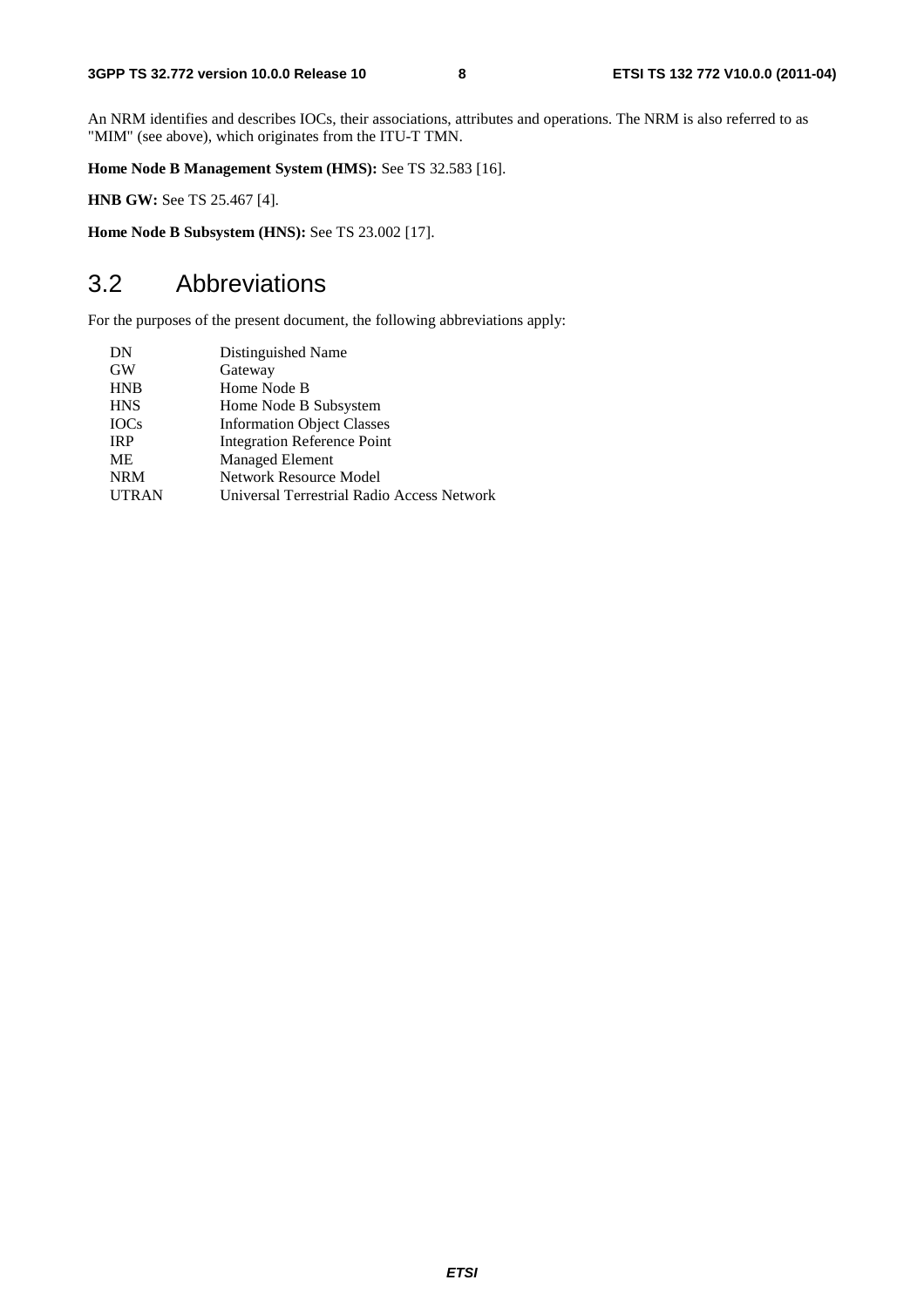An NRM identifies and describes IOCs, their associations, attributes and operations. The NRM is also referred to as "MIM" (see above), which originates from the ITU-T TMN.

**Home Node B Management System (HMS):** See TS 32.583 [16].

**HNB GW:** See TS 25.467 [4].

**Home Node B Subsystem (HNS):** See TS 23.002 [17].

## 3.2 Abbreviations

For the purposes of the present document, the following abbreviations apply:

| | |
|---|---|
| DN | Distinguished Name |
| GW | Gateway |
| HNB | Home Node B |
| HNS | Home Node B Subsystem |
| IOCs | Information Object Classes |
| IRP | Integration Reference Point |
| ME | Managed Element |
| NRM | Network Resource Model |
| UTRAN | Universal Terrestrial Radio Access Network |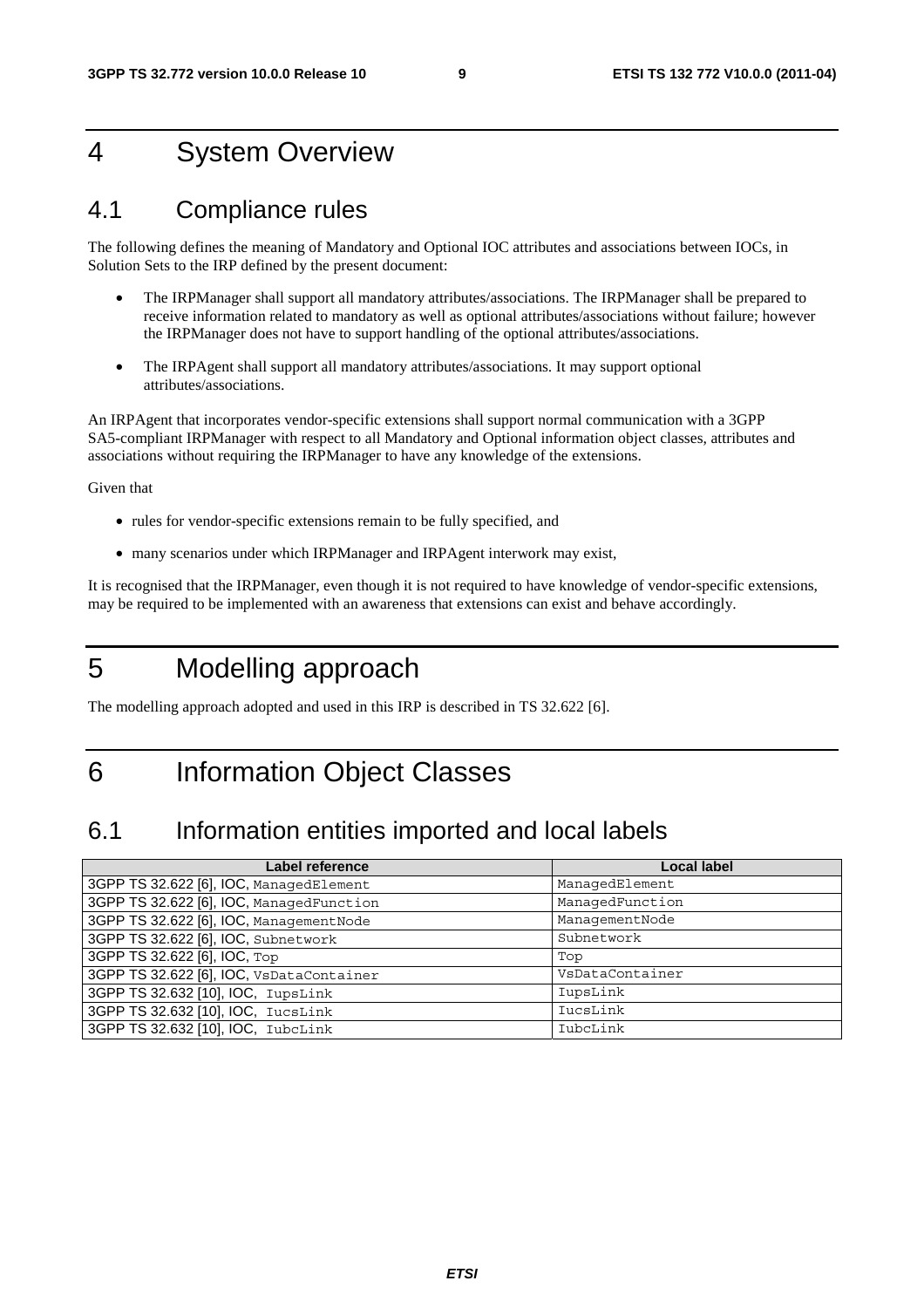# 4 System Overview

## 4.1 Compliance rules

The following defines the meaning of Mandatory and Optional IOC attributes and associations between IOCs, in Solution Sets to the IRP defined by the present document:

- The IRPManager shall support all mandatory attributes/associations. The IRPManager shall be prepared to receive information related to mandatory as well as optional attributes/associations without failure; however the IRPManager does not have to support handling of the optional attributes/associations.
- The IRPAgent shall support all mandatory attributes/associations. It may support optional attributes/associations.

An IRPAgent that incorporates vendor-specific extensions shall support normal communication with a 3GPP SA5-compliant IRPManager with respect to all Mandatory and Optional information object classes, attributes and associations without requiring the IRPManager to have any knowledge of the extensions.

Given that

- rules for vendor-specific extensions remain to be fully specified, and
- many scenarios under which IRPManager and IRPAgent interwork may exist,

It is recognised that the IRPManager, even though it is not required to have knowledge of vendor-specific extensions, may be required to be implemented with an awareness that extensions can exist and behave accordingly.

# 5 Modelling approach

The modelling approach adopted and used in this IRP is described in TS 32.622 [6].

# 6 Information Object Classes

## 6.1 Information entities imported and local labels

| Label reference | Local label |
|---|---|
| 3GPP TS 32.622 [6], IOC, `ManagedElement` | `ManagedElement` |
| 3GPP TS 32.622 [6], IOC, `ManagedFunction` | `ManagedFunction` |
| 3GPP TS 32.622 [6], IOC, `ManagementNode` | `ManagementNode` |
| 3GPP TS 32.622 [6], IOC, `Subnetwork` | `Subnetwork` |
| 3GPP TS 32.622 [6], IOC, `Top` | `Top` |
| 3GPP TS 32.622 [6], IOC, `VsDataContainer` | `VsDataContainer` |
| 3GPP TS 32.632 [10], IOC, `IupsLink` | `IupsLink` |
| 3GPP TS 32.632 [10], IOC, `IucsLink` | `IucsLink` |
| 3GPP TS 32.632 [10], IOC, `IubcLink` | `IubcLink` |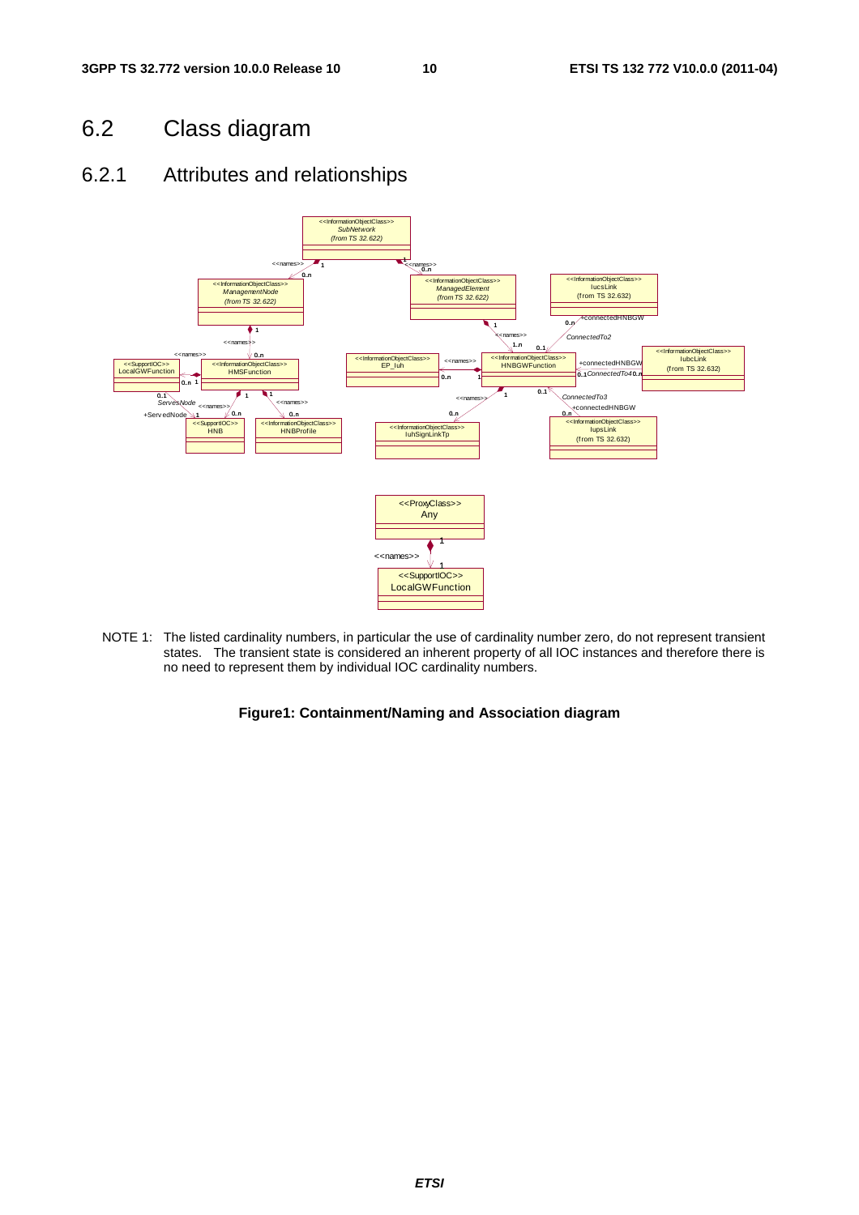## 6.2 Class diagram

### 6.2.1 Attributes and relationships

NOTE 1: The listed cardinality numbers, in particular the use of cardinality number zero, do not represent transient states. The transient state is considered an inherent property of all IOC instances and therefore there is no need to represent them by individual IOC cardinality numbers.

**Figure1: Containment/Naming and Association diagram**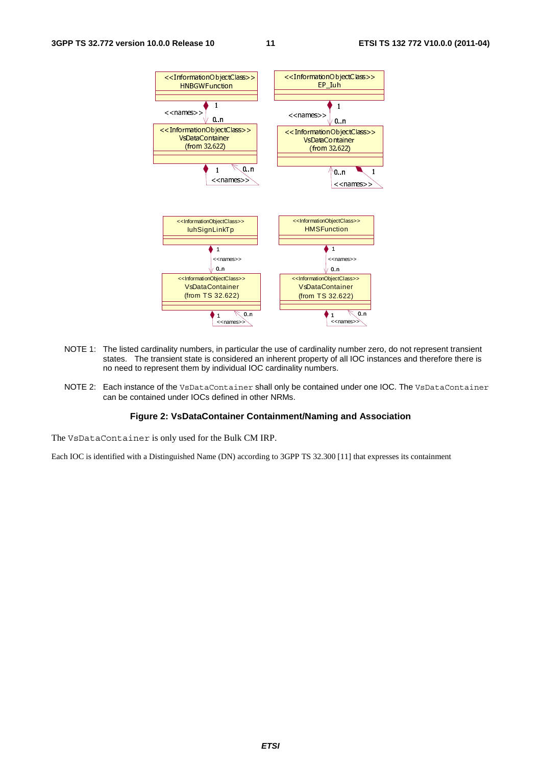NOTE 1: The listed cardinality numbers, in particular the use of cardinality number zero, do not represent transient states. The transient state is considered an inherent property of all IOC instances and therefore there is no need to represent them by individual IOC cardinality numbers.

NOTE 2: Each instance of the `VsDataContainer` shall only be contained under one IOC. The `VsDataContainer` can be contained under IOCs defined in other NRMs.

**Figure 2: VsDataContainer Containment/Naming and Association**

The `VsDataContainer` is only used for the Bulk CM IRP.

Each IOC is identified with a Distinguished Name (DN) according to 3GPP TS 32.300 [11] that expresses its containment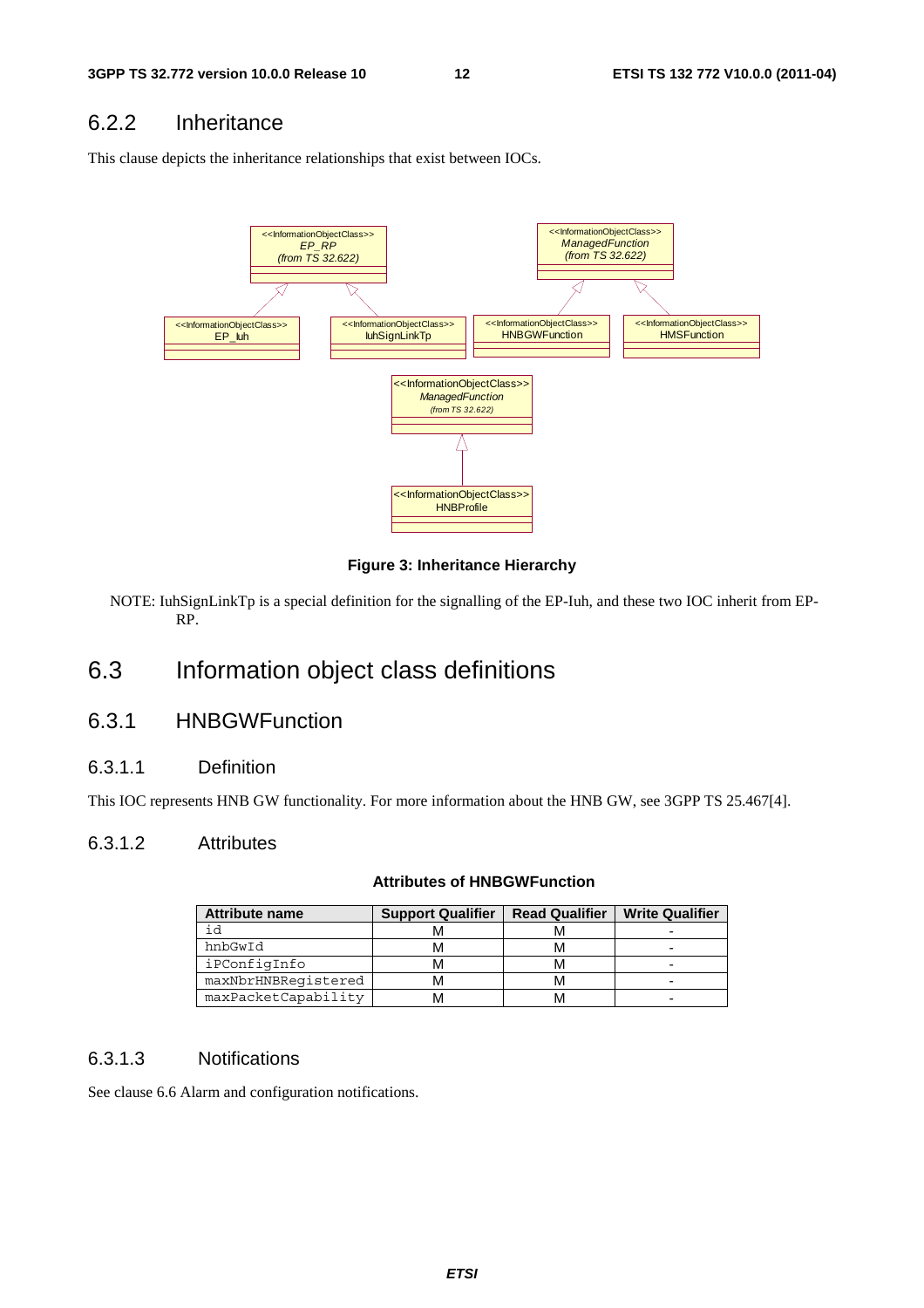### 6.2.2 Inheritance

This clause depicts the inheritance relationships that exist between IOCs.

Figure 3: Inheritance Hierarchy

NOTE: IuhSignLinkTp is a special definition for the signalling of the EP-Iuh, and these two IOC inherit from EP-RP.

## 6.3 Information object class definitions

### 6.3.1 HNBGWFunction

#### 6.3.1.1 Definition

This IOC represents HNB GW functionality. For more information about the HNB GW, see 3GPP TS 25.467[4].

#### 6.3.1.2 Attributes

**Attributes of HNBGWFunction**

| Attribute name | Support Qualifier | Read Qualifier | Write Qualifier |
|---|---|---|---|
| id | M | M | - |
| hnbGwId | M | M | - |
| iPConfigInfo | M | M | - |
| maxNbrHNBRegistered | M | M | - |
| maxPacketCapability | M | M | - |

#### 6.3.1.3 Notifications

See clause 6.6 Alarm and configuration notifications.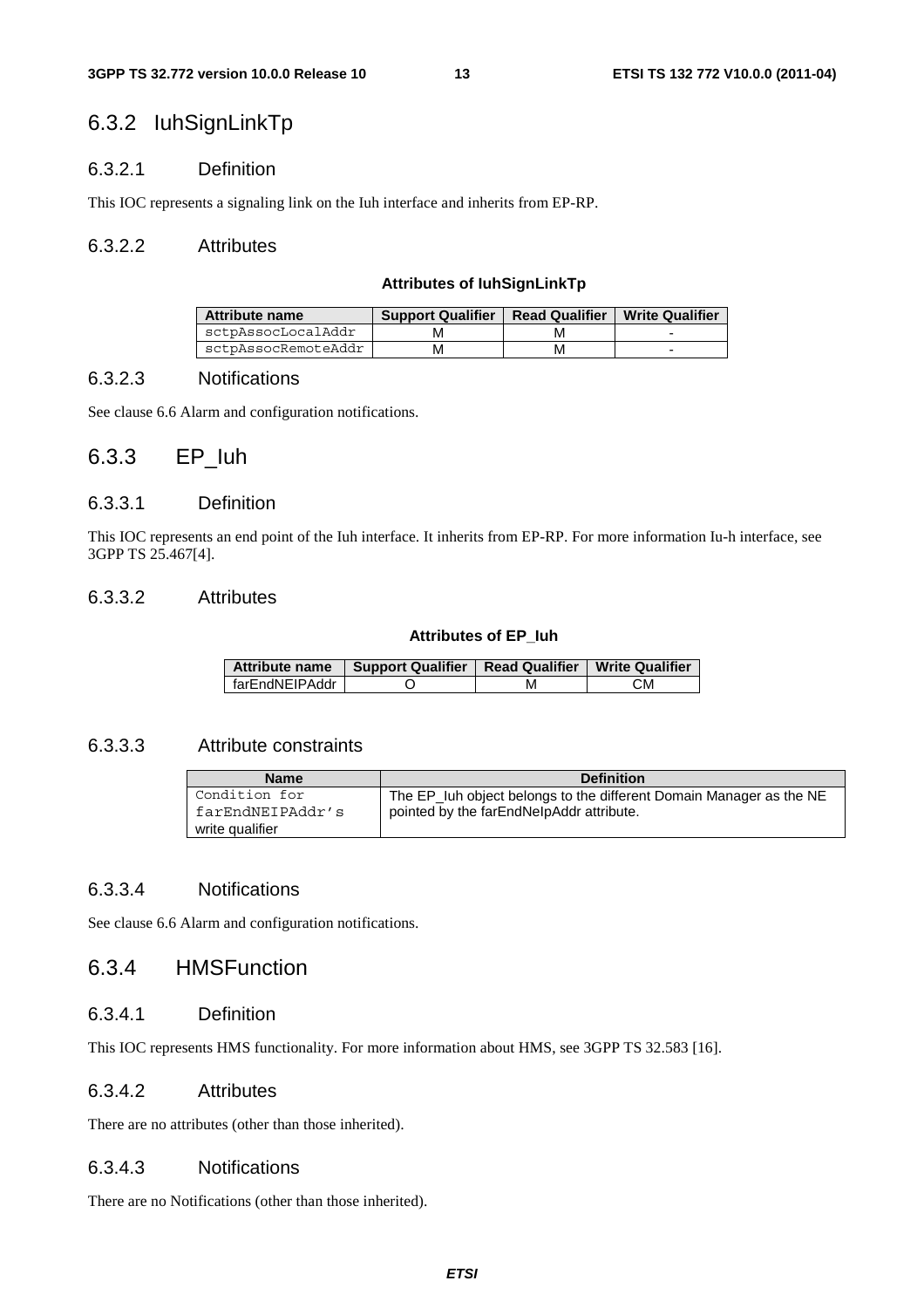### 6.3.2 IuhSignLinkTp

#### 6.3.2.1 Definition

This IOC represents a signaling link on the Iuh interface and inherits from EP-RP.

#### 6.3.2.2 Attributes

**Attributes of IuhSignLinkTp**

| Attribute name | Support Qualifier | Read Qualifier | Write Qualifier |
|---|---|---|---|
| sctpAssocLocalAddr | M | M | - |
| sctpAssocRemoteAddr | M | M | - |

#### 6.3.2.3 Notifications

See clause 6.6 Alarm and configuration notifications.

### 6.3.3 EP_Iuh

#### 6.3.3.1 Definition

This IOC represents an end point of the Iuh interface. It inherits from EP-RP. For more information Iu-h interface, see 3GPP TS 25.467[4].

#### 6.3.3.2 Attributes

**Attributes of EP_Iuh**

| Attribute name | Support Qualifier | Read Qualifier | Write Qualifier |
|---|---|---|---|
| farEndNEIPAddr | O | M | CM |

#### 6.3.3.3 Attribute constraints

| Name | Definition |
|---|---|
| Condition for farEndNEIPAddr's write qualifier | The EP_Iuh object belongs to the different Domain Manager as the NE pointed by the farEndNeIpAddr attribute. |

#### 6.3.3.4 Notifications

See clause 6.6 Alarm and configuration notifications.

### 6.3.4 HMSFunction

#### 6.3.4.1 Definition

This IOC represents HMS functionality. For more information about HMS, see 3GPP TS 32.583 [16].

#### 6.3.4.2 Attributes

There are no attributes (other than those inherited).

#### 6.3.4.3 Notifications

There are no Notifications (other than those inherited).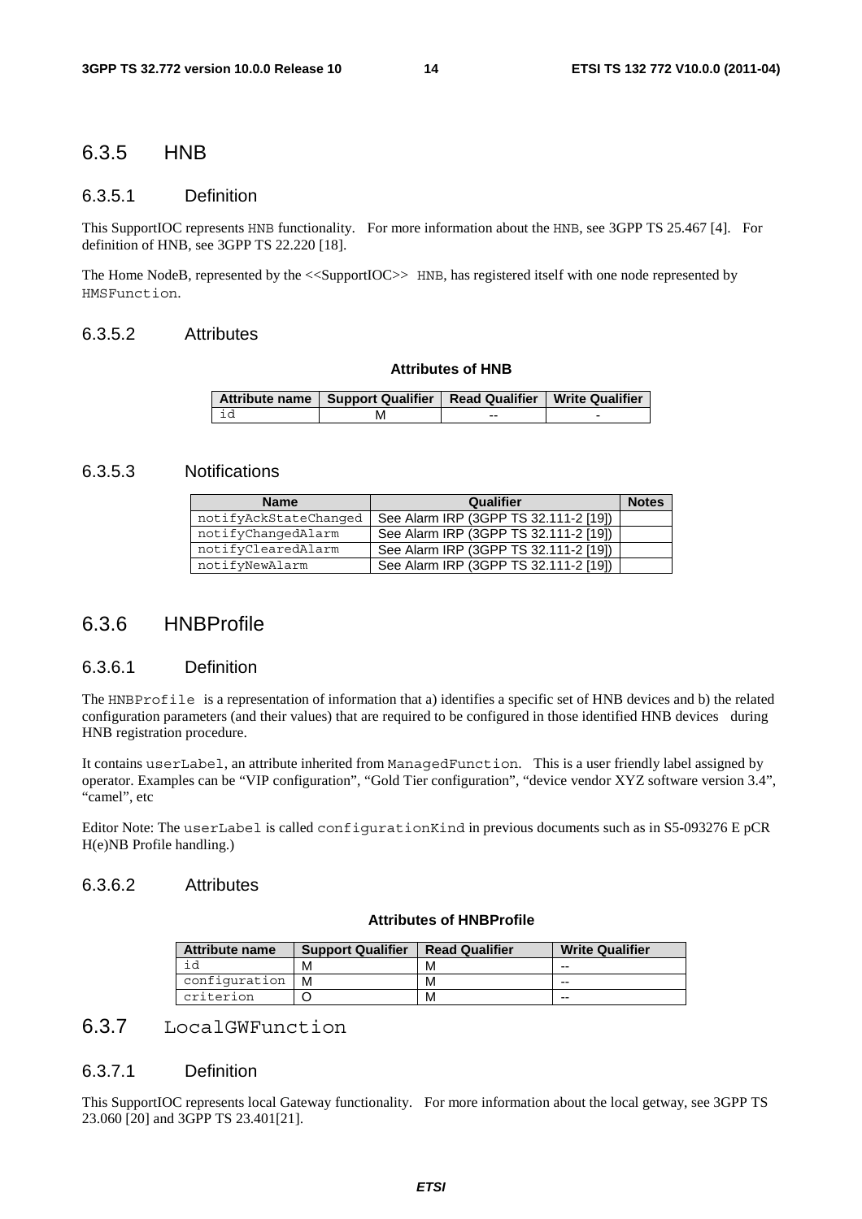### 6.3.5 HNB

#### 6.3.5.1 Definition

This SupportIOC represents HNB functionality. For more information about the HNB, see 3GPP TS 25.467 [4]. For definition of HNB, see 3GPP TS 22.220 [18].

The Home NodeB, represented by the <<SupportIOC>> HNB, has registered itself with one node represented by HMSFunction.

#### 6.3.5.2 Attributes

**Attributes of HNB**

| Attribute name | Support Qualifier | Read Qualifier | Write Qualifier |
|---|---|---|---|
| id | M | -- | - |

#### 6.3.5.3 Notifications

| Name | Qualifier | Notes |
|---|---|---|
| notifyAckStateChanged | See Alarm IRP (3GPP TS 32.111-2 [19]) | |
| notifyChangedAlarm | See Alarm IRP (3GPP TS 32.111-2 [19]) | |
| notifyClearedAlarm | See Alarm IRP (3GPP TS 32.111-2 [19]) | |
| notifyNewAlarm | See Alarm IRP (3GPP TS 32.111-2 [19]) | |

### 6.3.6 HNBProfile

#### 6.3.6.1 Definition

The HNBProfile is a representation of information that a) identifies a specific set of HNB devices and b) the related configuration parameters (and their values) that are required to be configured in those identified HNB devices during HNB registration procedure.

It contains userLabel, an attribute inherited from ManagedFunction. This is a user friendly label assigned by operator. Examples can be "VIP configuration", "Gold Tier configuration", "device vendor XYZ software version 3.4", "camel", etc

Editor Note: The userLabel is called configurationKind in previous documents such as in S5-093276 E pCR H(e)NB Profile handling.)

#### 6.3.6.2 Attributes

**Attributes of HNBProfile**

| Attribute name | Support Qualifier | Read Qualifier | Write Qualifier |
|---|---|---|---|
| id | M | M | -- |
| configuration | M | M | -- |
| criterion | O | M | -- |

### 6.3.7 LocalGWFunction

#### 6.3.7.1 Definition

This SupportIOC represents local Gateway functionality. For more information about the local getway, see 3GPP TS 23.060 [20] and 3GPP TS 23.401[21].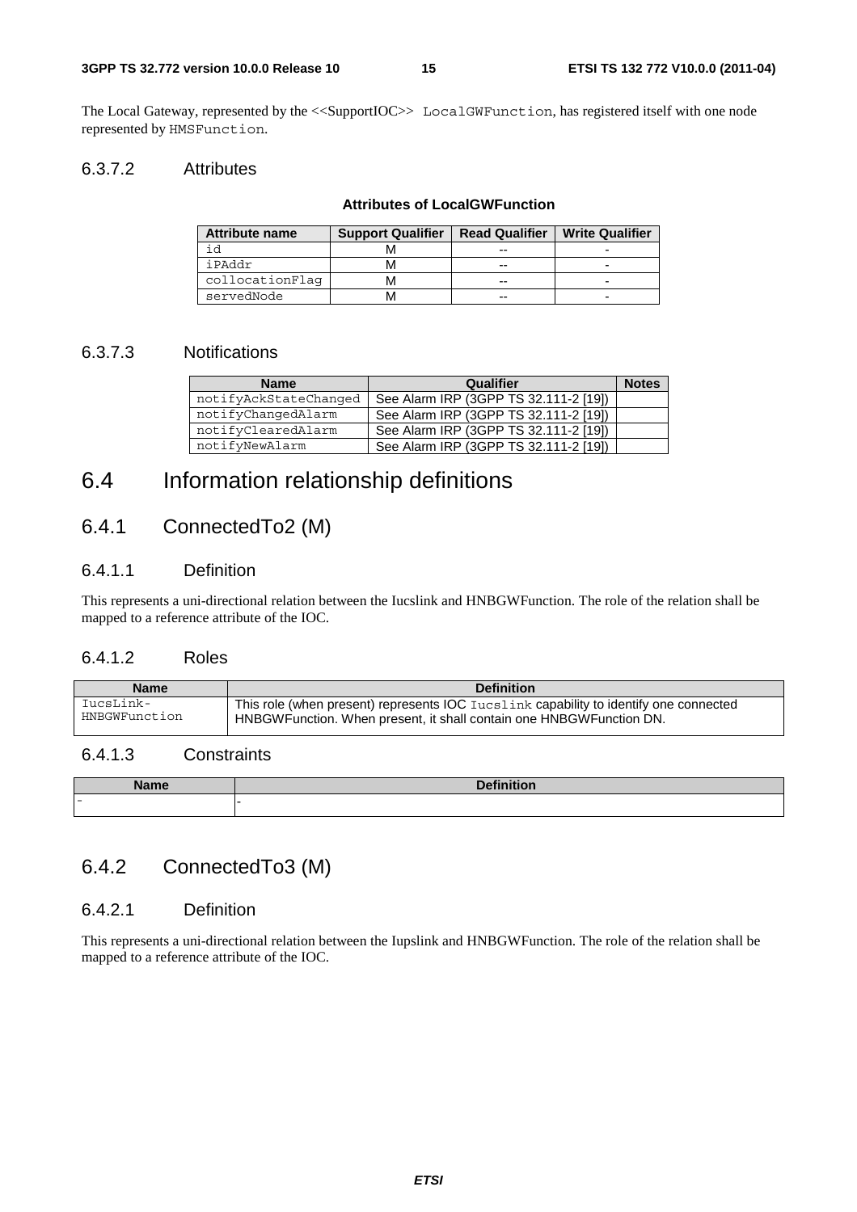The Local Gateway, represented by the <<SupportIOC>> LocalGWFunction, has registered itself with one node represented by HMSFunction.

### 6.3.7.2 Attributes

**Attributes of LocalGWFunction**

| Attribute name | Support Qualifier | Read Qualifier | Write Qualifier |
|---|---|---|---|
| id | M | -- | - |
| iPAddr | M | -- | - |
| collocationFlag | M | -- | - |
| servedNode | M | -- | - |

### 6.3.7.3 Notifications

| Name | Qualifier | Notes |
|---|---|---|
| notifyAckStateChanged | See Alarm IRP (3GPP TS 32.111-2 [19]) | |
| notifyChangedAlarm | See Alarm IRP (3GPP TS 32.111-2 [19]) | |
| notifyClearedAlarm | See Alarm IRP (3GPP TS 32.111-2 [19]) | |
| notifyNewAlarm | See Alarm IRP (3GPP TS 32.111-2 [19]) | |

# 6.4 Information relationship definitions

## 6.4.1 ConnectedTo2 (M)

### 6.4.1.1 Definition

This represents a uni-directional relation between the Iucslink and HNBGWFunction. The role of the relation shall be mapped to a reference attribute of the IOC.

### 6.4.1.2 Roles

| Name | Definition |
|---|---|
| IucsLink-HNBGWFunction | This role (when present) represents IOC Iucslink capability to identify one connected HNBGWFunction. When present, it shall contain one HNBGWFunction DN. |

### 6.4.1.3 Constraints

| Name | Definition |
|---|---|
| - | - |

## 6.4.2 ConnectedTo3 (M)

### 6.4.2.1 Definition

This represents a uni-directional relation between the Iupslink and HNBGWFunction. The role of the relation shall be mapped to a reference attribute of the IOC.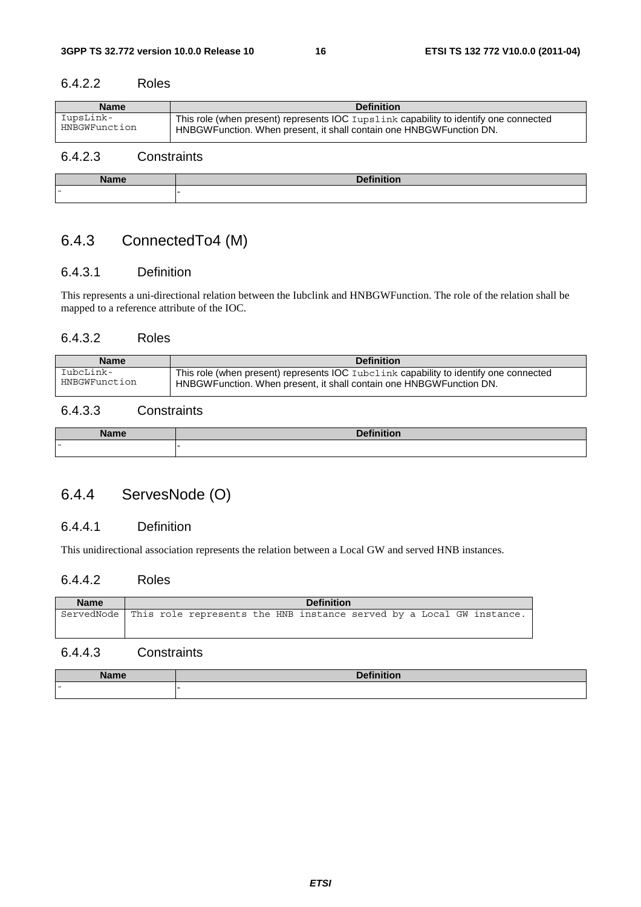#### 6.4.2.2 Roles

| Name | Definition |
| --- | --- |
| IupsLink-HNBGWFunction | This role (when present) represents IOC Iupslink capability to identify one connected HNBGWFunction. When present, it shall contain one HNBGWFunction DN. |

#### 6.4.2.3 Constraints

| Name | Definition |
| --- | --- |
| - | - |

### 6.4.3 ConnectedTo4 (M)

#### 6.4.3.1 Definition

This represents a uni-directional relation between the Iubclink and HNBGWFunction. The role of the relation shall be mapped to a reference attribute of the IOC.

#### 6.4.3.2 Roles

| Name | Definition |
| --- | --- |
| IubcLink-HNBGWFunction | This role (when present) represents IOC Iubclink capability to identify one connected HNBGWFunction. When present, it shall contain one HNBGWFunction DN. |

#### 6.4.3.3 Constraints

| Name | Definition |
| --- | --- |
| - | - |

### 6.4.4 ServesNode (O)

#### 6.4.4.1 Definition

This unidirectional association represents the relation between a Local GW and served HNB instances.

#### 6.4.4.2 Roles

| Name | Definition |
| --- | --- |
| ServedNode | This role represents the HNB instance served by a Local GW instance. |

#### 6.4.4.3 Constraints

| Name | Definition |
| --- | --- |
| - | - |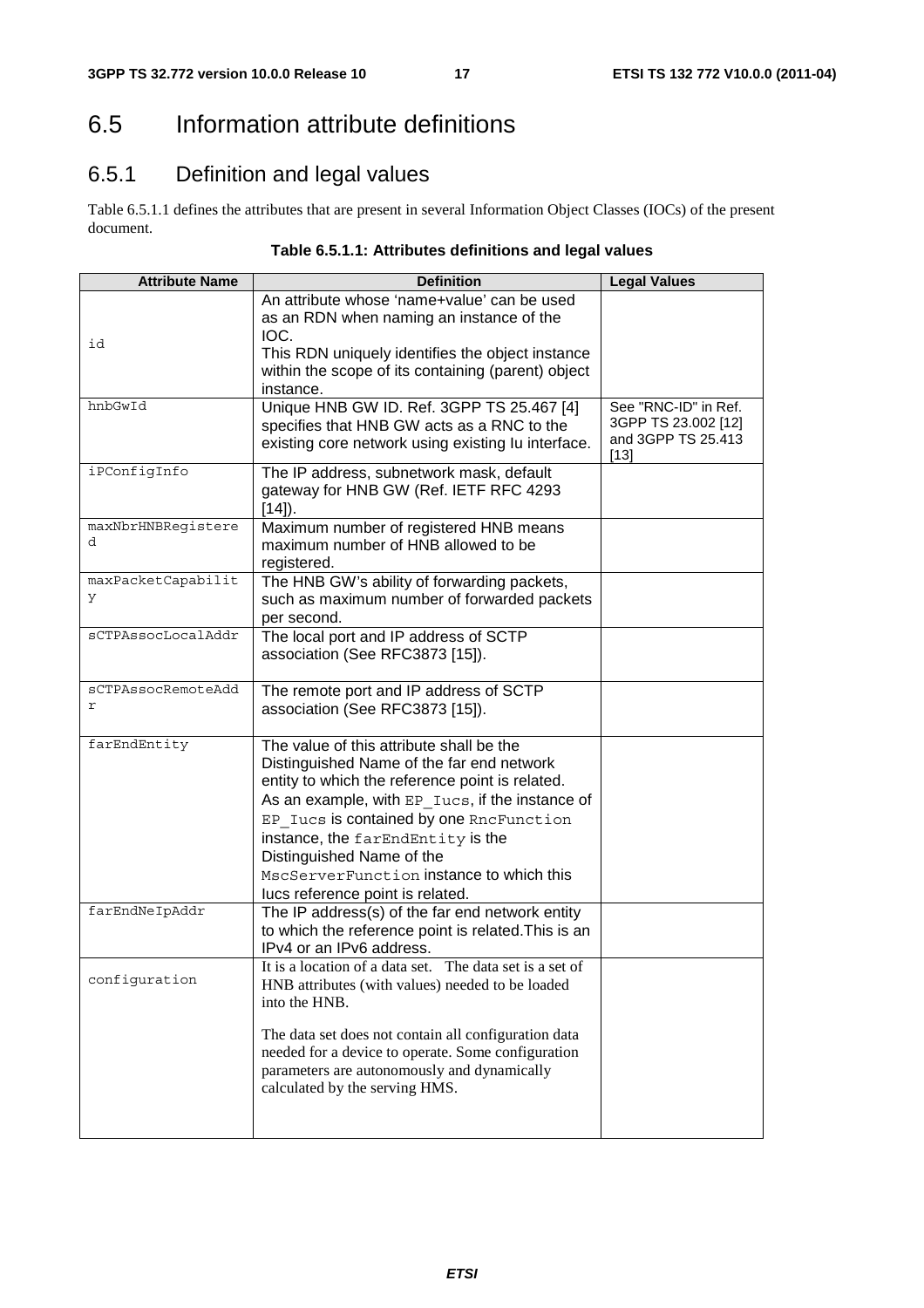## 6.5 Information attribute definitions

### 6.5.1 Definition and legal values

Table 6.5.1.1 defines the attributes that are present in several Information Object Classes (IOCs) of the present document.

**Table 6.5.1.1: Attributes definitions and legal values**

| Attribute Name | Definition | Legal Values |
|---|---|---|
| id | An attribute whose 'name+value' can be used as an RDN when naming an instance of the IOC.<br>This RDN uniquely identifies the object instance within the scope of its containing (parent) object instance. | |
| hnbGwId | Unique HNB GW ID. Ref. 3GPP TS 25.467 [4] specifies that HNB GW acts as a RNC to the existing core network using existing Iu interface. | See "RNC-ID" in Ref. 3GPP TS 23.002 [12] and 3GPP TS 25.413 [13] |
| iPConfigInfo | The IP address, subnetwork mask, default gateway for HNB GW (Ref. IETF RFC 4293 [14]). | |
| maxNbrHNBRegistered | Maximum number of registered HNB means maximum number of HNB allowed to be registered. | |
| maxPacketCapability | The HNB GW's ability of forwarding packets, such as maximum number of forwarded packets per second. | |
| sCTPAssocLocalAddr | The local port and IP address of SCTP association (See RFC3873 [15]). | |
| sCTPAssocRemoteAddr | The remote port and IP address of SCTP association (See RFC3873 [15]). | |
| farEndEntity | The value of this attribute shall be the Distinguished Name of the far end network entity to which the reference point is related.<br>As an example, with `EP_Iucs`, if the instance of `EP_Iucs` is contained by one `RncFunction` instance, the `farEndEntity` is the Distinguished Name of the `MscServerFunction` instance to which this Iucs reference point is related. | |
| farEndNeIpAddr | The IP address(s) of the far end network entity to which the reference point is related.This is an IPv4 or an IPv6 address. | |
| configuration | It is a location of a data set. The data set is a set of HNB attributes (with values) needed to be loaded into the HNB.<br><br>The data set does not contain all configuration data needed for a device to operate. Some configuration parameters are autonomously and dynamically calculated by the serving HMS. | |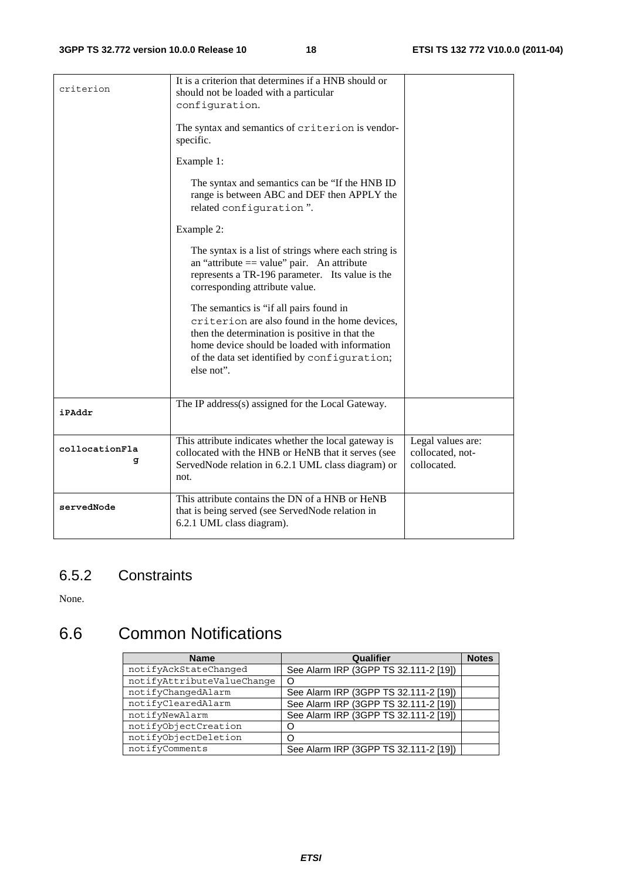| | | |
|---|---|---|
| criterion | It is a criterion that determines if a HNB should or should not be loaded with a particular `configuration`.<br><br>The syntax and semantics of `criterion` is vendor-specific.<br><br>Example 1:<br><br>The syntax and semantics can be "If the HNB ID range is between ABC and DEF then APPLY the related `configuration` ".<br><br>Example 2:<br><br>The syntax is a list of strings where each string is an "attribute == value" pair. An attribute represents a TR-196 parameter. Its value is the corresponding attribute value.<br><br>The semantics is "if all pairs found in `criterion` are also found in the home devices, then the determination is positive in that the home device should be loaded with information of the data set identified by `configuration`; else not". | |
| **iPAddr** | The IP address(s) assigned for the Local Gateway. | |
| **collocationFlag** | This attribute indicates whether the local gateway is collocated with the HNB or HeNB that it serves (see ServedNode relation in 6.2.1 UML class diagram) or not. | Legal values are: collocated, not-collocated. |
| **servedNode** | This attribute contains the DN of a HNB or HeNB that is being served (see ServedNode relation in 6.2.1 UML class diagram). | |

### 6.5.2 Constraints

None.

## 6.6 Common Notifications

| Name | Qualifier | Notes |
|---|---|---|
| notifyAckStateChanged | See Alarm IRP (3GPP TS 32.111-2 [19]) | |
| notifyAttributeValueChange | O | |
| notifyChangedAlarm | See Alarm IRP (3GPP TS 32.111-2 [19]) | |
| notifyClearedAlarm | See Alarm IRP (3GPP TS 32.111-2 [19]) | |
| notifyNewAlarm | See Alarm IRP (3GPP TS 32.111-2 [19]) | |
| notifyObjectCreation | O | |
| notifyObjectDeletion | O | |
| notifyComments | See Alarm IRP (3GPP TS 32.111-2 [19]) | |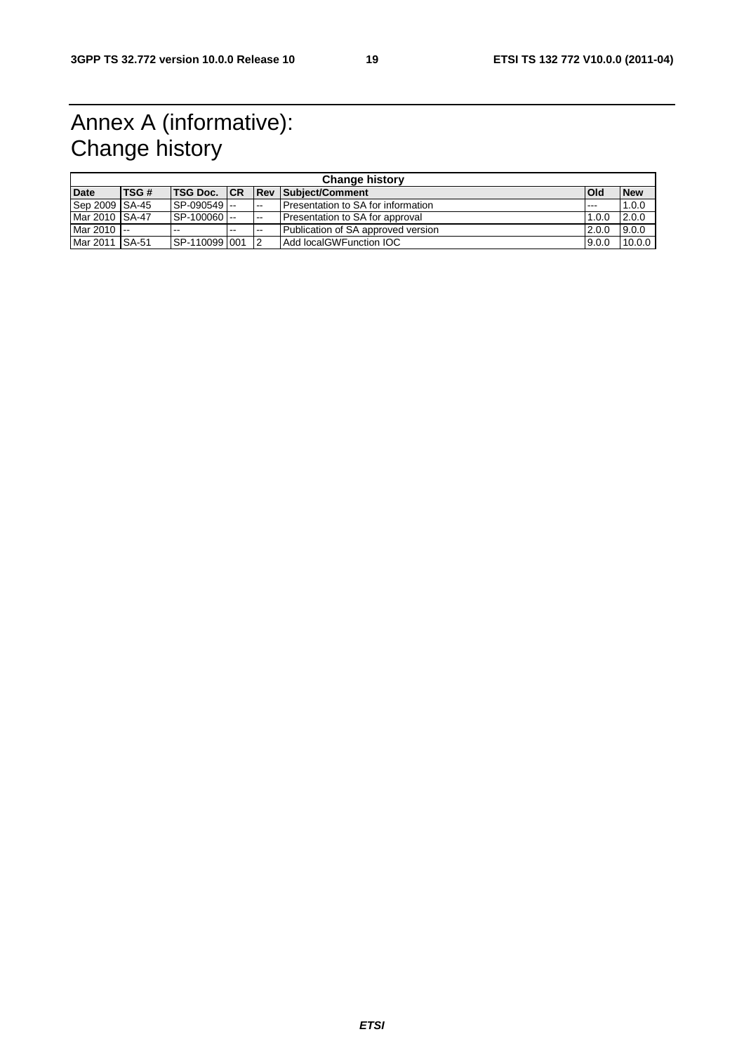# Annex A (informative): Change history

| Change history | | | | | | | |
|---|---|---|---|---|---|---|---|
| **Date** | **TSG #** | **TSG Doc.** | **CR** | **Rev** | **Subject/Comment** | **Old** | **New** |
| Sep 2009 | SA-45 | SP-090549 | -- | -- | Presentation to SA for information | --- | 1.0.0 |
| Mar 2010 | SA-47 | SP-100060 | -- | -- | Presentation to SA for approval | 1.0.0 | 2.0.0 |
| Mar 2010 | -- | -- | -- | -- | Publication of SA approved version | 2.0.0 | 9.0.0 |
| Mar 2011 | SA-51 | SP-110099 | 001 | 2 | Add localGWFunction IOC | 9.0.0 | 10.0.0 |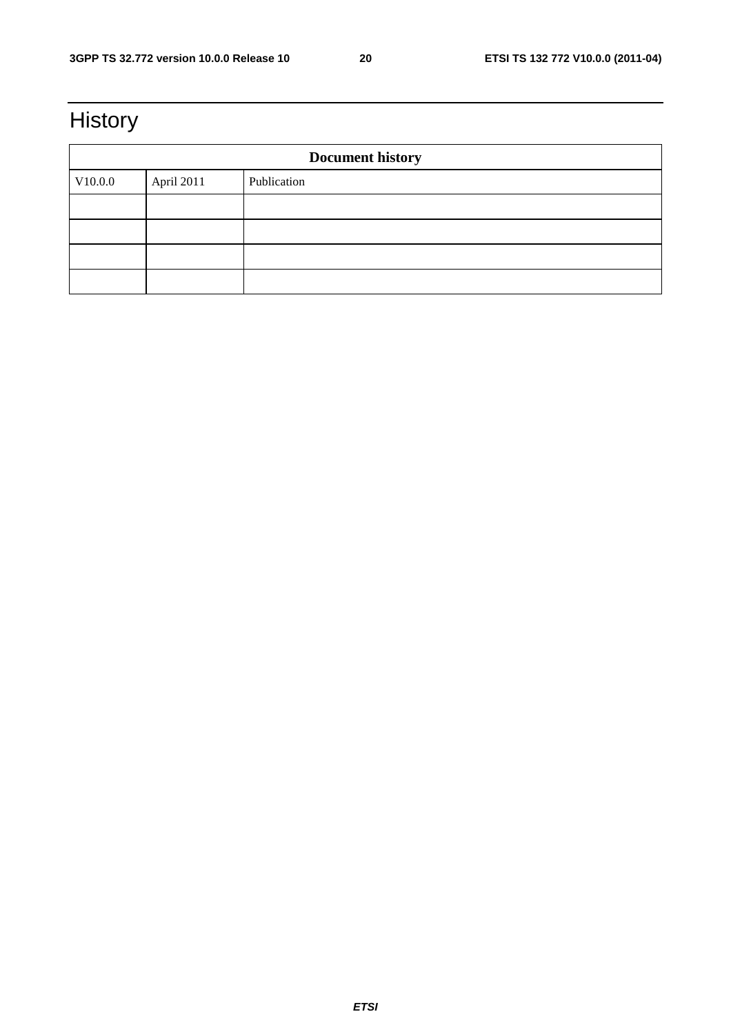# History

| Document history | | |
|---|---|---|
| V10.0.0 | April 2011 | Publication |
| | | |
| | | |
| | | |
| | | |